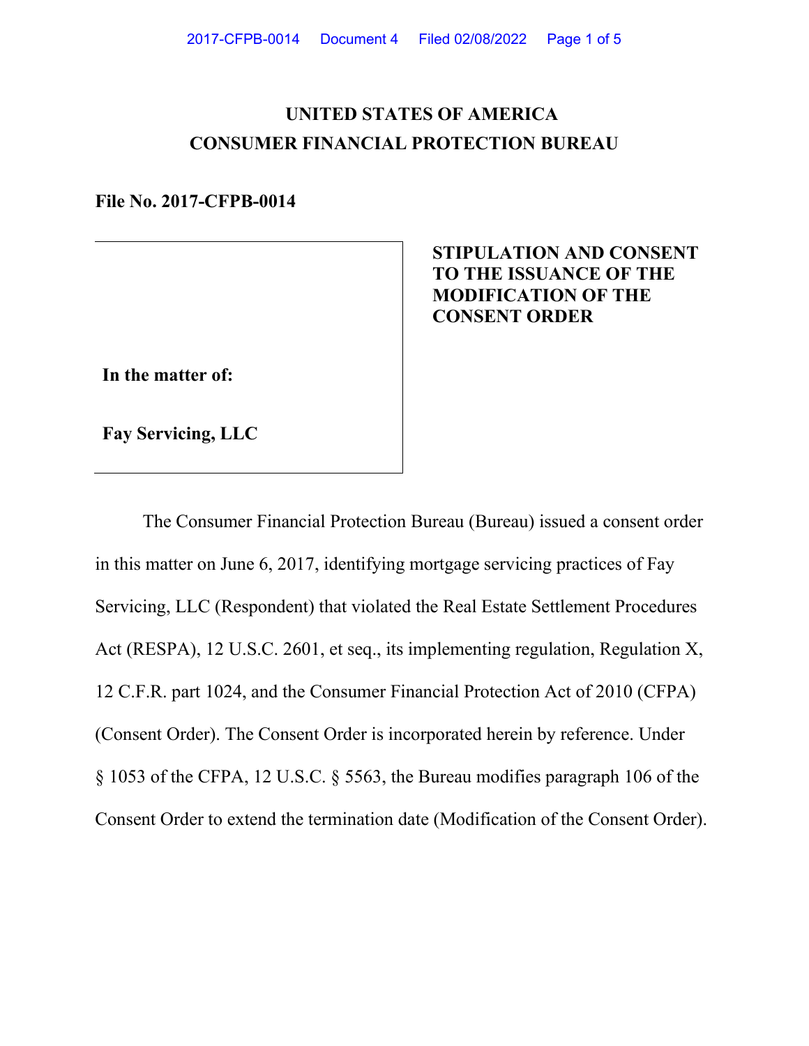# UNITED STATES OF AMERICA
# CONSUMER FINANCIAL PROTECTION BUREAU

**File No. 2017-CFPB-0014**

| | |
|---|---|
| **In the matter of:**<br><br>**Fay Servicing, LLC** | **STIPULATION AND CONSENT TO THE ISSUANCE OF THE MODIFICATION OF THE CONSENT ORDER** |

The Consumer Financial Protection Bureau (Bureau) issued a consent order in this matter on June 6, 2017, identifying mortgage servicing practices of Fay Servicing, LLC (Respondent) that violated the Real Estate Settlement Procedures Act (RESPA), 12 U.S.C. 2601, et seq., its implementing regulation, Regulation X, 12 C.F.R. part 1024, and the Consumer Financial Protection Act of 2010 (CFPA) (Consent Order). The Consent Order is incorporated herein by reference. Under § 1053 of the CFPA, 12 U.S.C. § 5563, the Bureau modifies paragraph 106 of the Consent Order to extend the termination date (Modification of the Consent Order).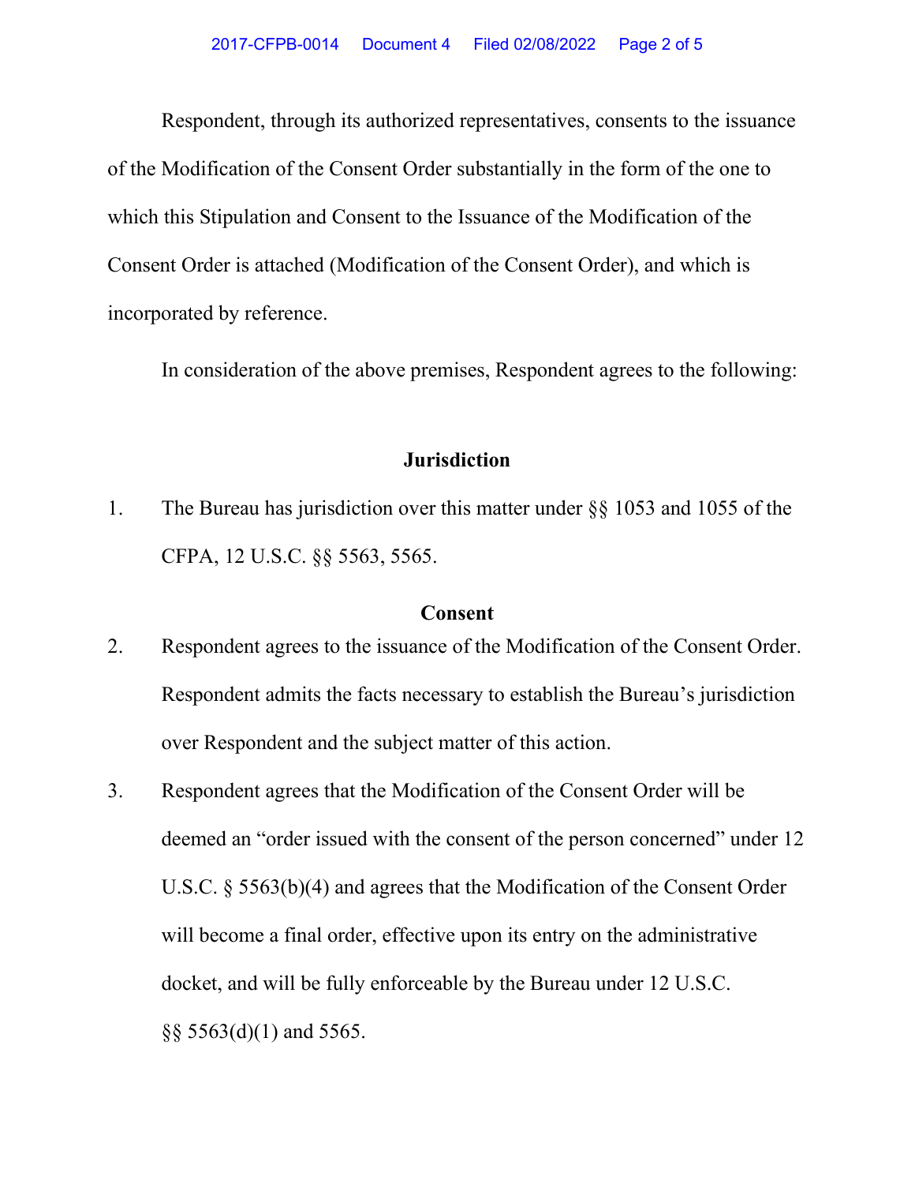Respondent, through its authorized representatives, consents to the issuance of the Modification of the Consent Order substantially in the form of the one to which this Stipulation and Consent to the Issuance of the Modification of the Consent Order is attached (Modification of the Consent Order), and which is incorporated by reference.

In consideration of the above premises, Respondent agrees to the following:

## Jurisdiction

1. The Bureau has jurisdiction over this matter under §§ 1053 and 1055 of the CFPA, 12 U.S.C. §§ 5563, 5565.

## Consent

2. Respondent agrees to the issuance of the Modification of the Consent Order. Respondent admits the facts necessary to establish the Bureau's jurisdiction over Respondent and the subject matter of this action.

3. Respondent agrees that the Modification of the Consent Order will be deemed an "order issued with the consent of the person concerned" under 12 U.S.C. § 5563(b)(4) and agrees that the Modification of the Consent Order will become a final order, effective upon its entry on the administrative docket, and will be fully enforceable by the Bureau under 12 U.S.C. §§ 5563(d)(1) and 5565.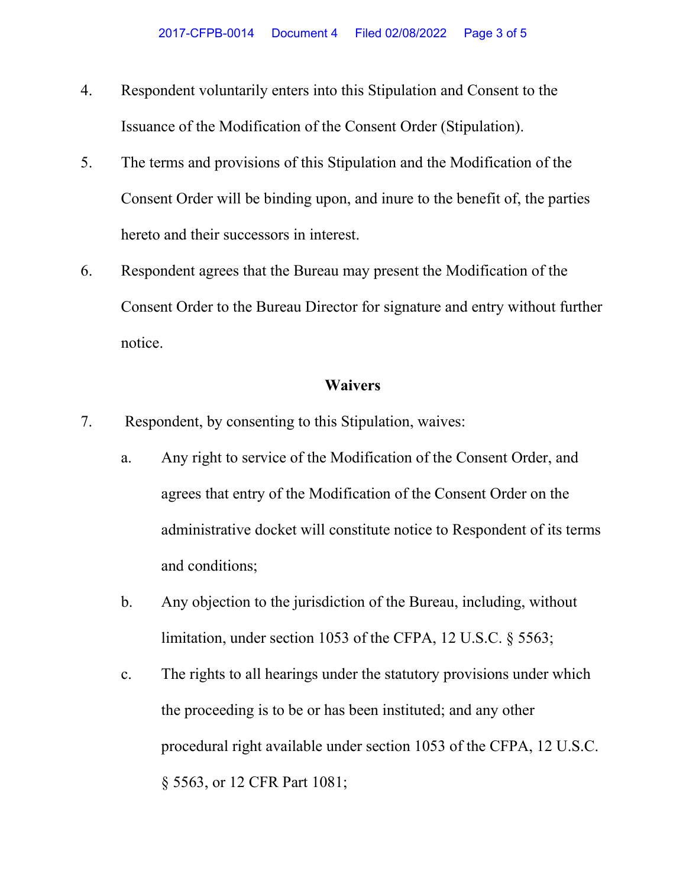4. Respondent voluntarily enters into this Stipulation and Consent to the Issuance of the Modification of the Consent Order (Stipulation).

5. The terms and provisions of this Stipulation and the Modification of the Consent Order will be binding upon, and inure to the benefit of, the parties hereto and their successors in interest.

6. Respondent agrees that the Bureau may present the Modification of the Consent Order to the Bureau Director for signature and entry without further notice.

**Waivers**

7. Respondent, by consenting to this Stipulation, waives:

   a. Any right to service of the Modification of the Consent Order, and agrees that entry of the Modification of the Consent Order on the administrative docket will constitute notice to Respondent of its terms and conditions;

   b. Any objection to the jurisdiction of the Bureau, including, without limitation, under section 1053 of the CFPA, 12 U.S.C. § 5563;

   c. The rights to all hearings under the statutory provisions under which the proceeding is to be or has been instituted; and any other procedural right available under section 1053 of the CFPA, 12 U.S.C. § 5563, or 12 CFR Part 1081;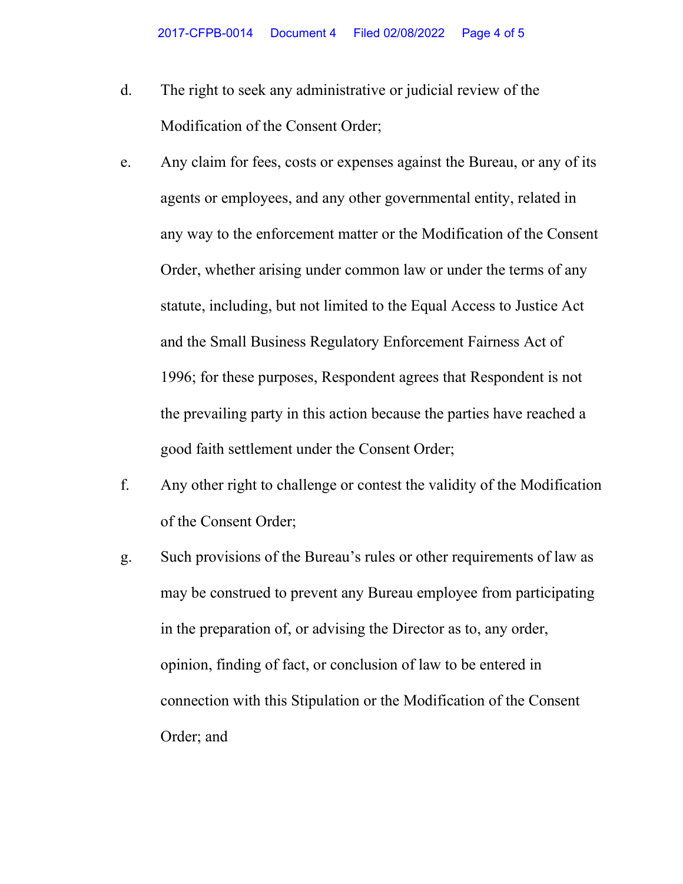d. The right to seek any administrative or judicial review of the Modification of the Consent Order;

e. Any claim for fees, costs or expenses against the Bureau, or any of its agents or employees, and any other governmental entity, related in any way to the enforcement matter or the Modification of the Consent Order, whether arising under common law or under the terms of any statute, including, but not limited to the Equal Access to Justice Act and the Small Business Regulatory Enforcement Fairness Act of 1996; for these purposes, Respondent agrees that Respondent is not the prevailing party in this action because the parties have reached a good faith settlement under the Consent Order;

f. Any other right to challenge or contest the validity of the Modification of the Consent Order;

g. Such provisions of the Bureau's rules or other requirements of law as may be construed to prevent any Bureau employee from participating in the preparation of, or advising the Director as to, any order, opinion, finding of fact, or conclusion of law to be entered in connection with this Stipulation or the Modification of the Consent Order; and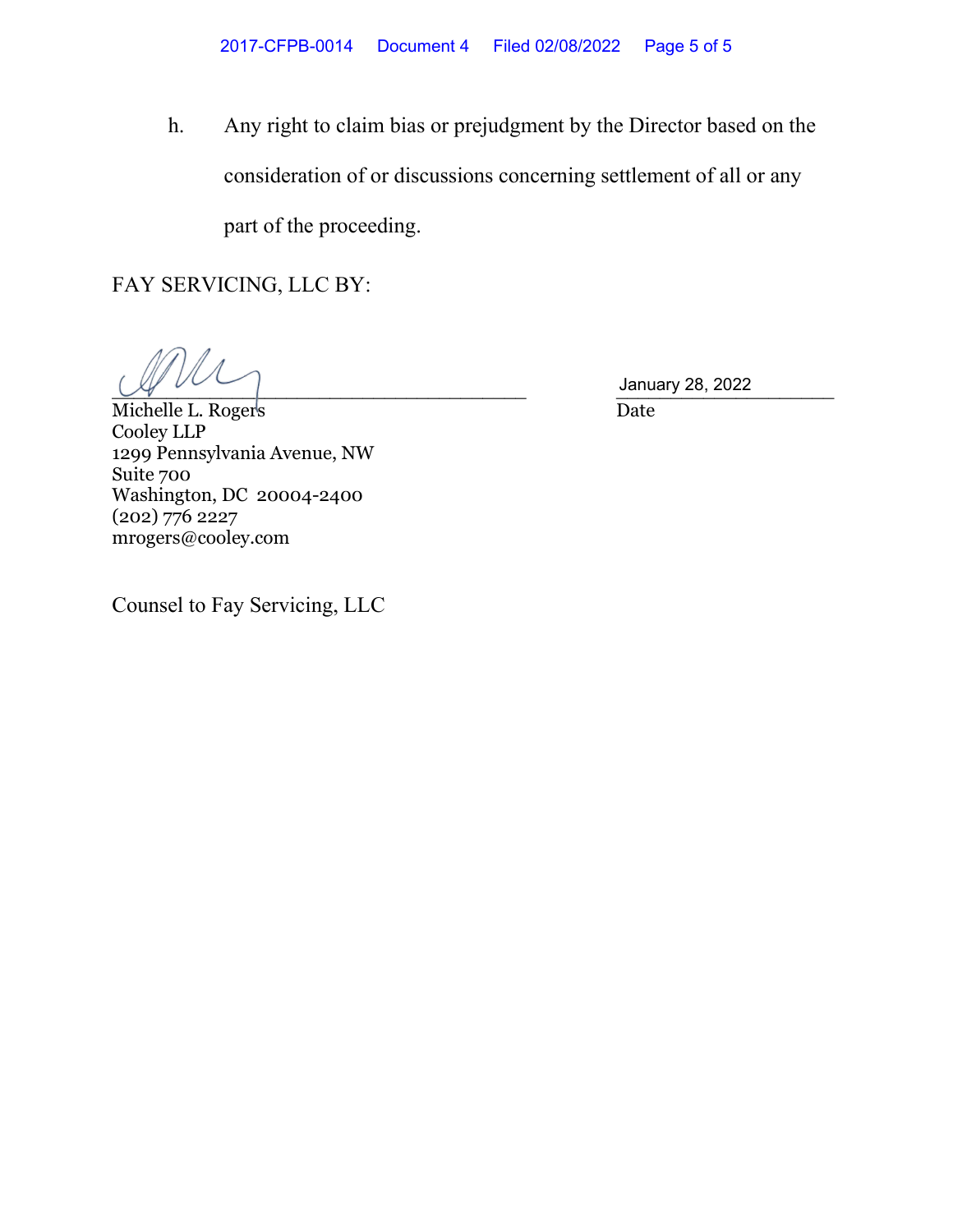h. Any right to claim bias or prejudgment by the Director based on the consideration of or discussions concerning settlement of all or any part of the proceeding.

FAY SERVICING, LLC BY:

_________________________________ January 28, 2022
Michelle L. Rogers Date
Cooley LLP
1299 Pennsylvania Avenue, NW
Suite 700
Washington, DC 20004-2400
(202) 776 2227
mrogers@cooley.com

Counsel to Fay Servicing, LLC